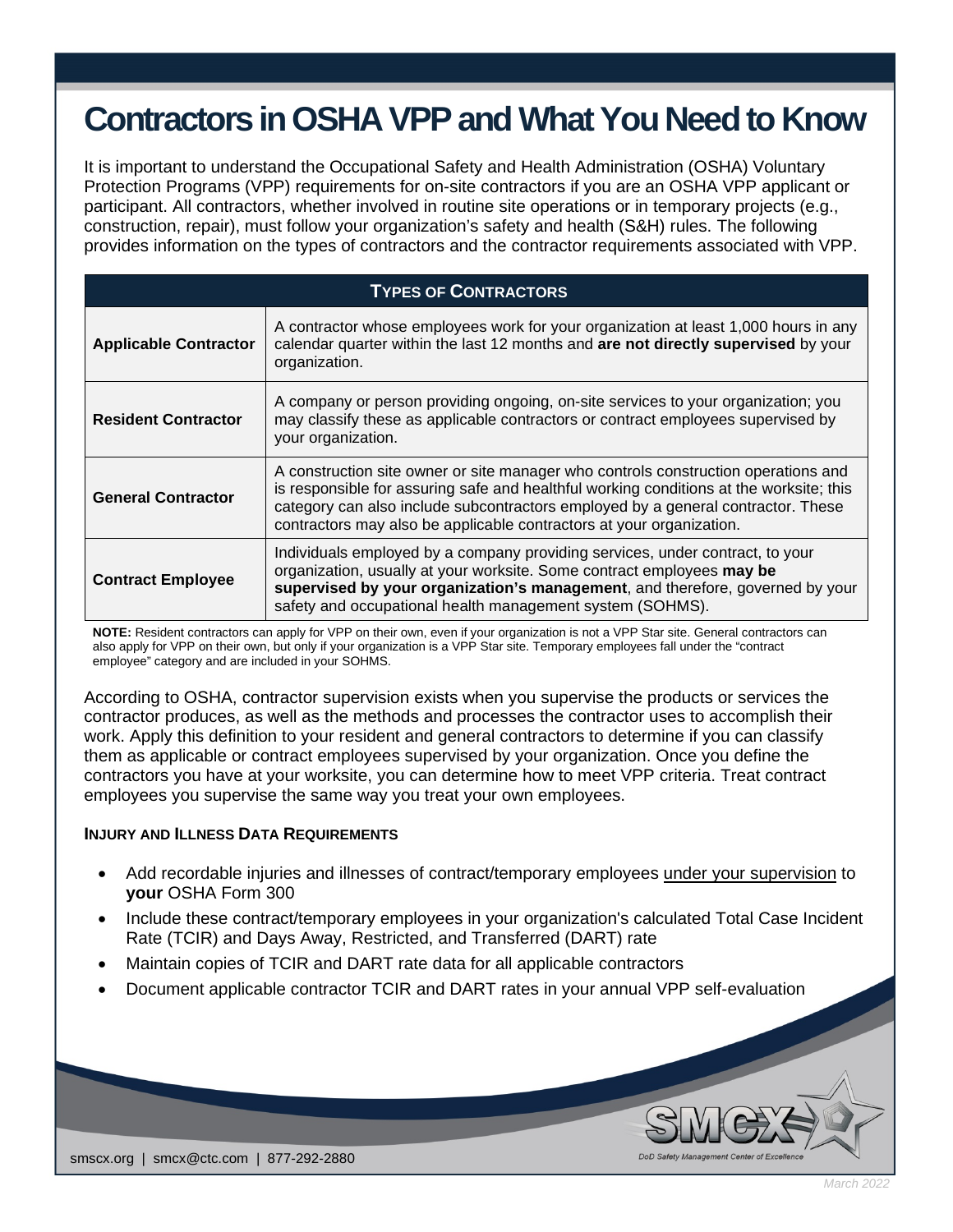# Contractors in OSHA VPP and What You Need to Know

It is important to understand the Occupational Safety and Health Administration (OSHA) Voluntary Protection Programs (VPP) requirements for on-site contractors if you are an OSHA VPP applicant or participant. All contractors, whether involved in routine site operations or in temporary projects (e.g., construction, repair), must follow your organization's safety and health (S&H) rules. The following provides information on the types of contractors and the contractor requirements associated with VPP.

| TYPES OF CONTRACTORS | |
|---|---|
| **Applicable Contractor** | A contractor whose employees work for your organization at least 1,000 hours in any calendar quarter within the last 12 months and **are not directly supervised** by your organization. |
| **Resident Contractor** | A company or person providing ongoing, on-site services to your organization; you may classify these as applicable contractors or contract employees supervised by your organization. |
| **General Contractor** | A construction site owner or site manager who controls construction operations and is responsible for assuring safe and healthful working conditions at the worksite; this category can also include subcontractors employed by a general contractor. These contractors may also be applicable contractors at your organization. |
| **Contract Employee** | Individuals employed by a company providing services, under contract, to your organization, usually at your worksite. Some contract employees **may be supervised by your organization's management**, and therefore, governed by your safety and occupational health management system (SOHMS). |

**NOTE:** Resident contractors can apply for VPP on their own, even if your organization is not a VPP Star site. General contractors can also apply for VPP on their own, but only if your organization is a VPP Star site. Temporary employees fall under the "contract employee" category and are included in your SOHMS.

According to OSHA, contractor supervision exists when you supervise the products or services the contractor produces, as well as the methods and processes the contractor uses to accomplish their work. Apply this definition to your resident and general contractors to determine if you can classify them as applicable or contract employees supervised by your organization. Once you define the contractors you have at your worksite, you can determine how to meet VPP criteria. Treat contract employees you supervise the same way you treat your own employees.

### INJURY AND ILLNESS DATA REQUIREMENTS

- Add recordable injuries and illnesses of contract/temporary employees under your supervision to **your** OSHA Form 300
- Include these contract/temporary employees in your organization's calculated Total Case Incident Rate (TCIR) and Days Away, Restricted, and Transferred (DART) rate
- Maintain copies of TCIR and DART rate data for all applicable contractors
- Document applicable contractor TCIR and DART rates in your annual VPP self-evaluation

smscx.org | smcx@ctc.com | 877-292-2880

March 2022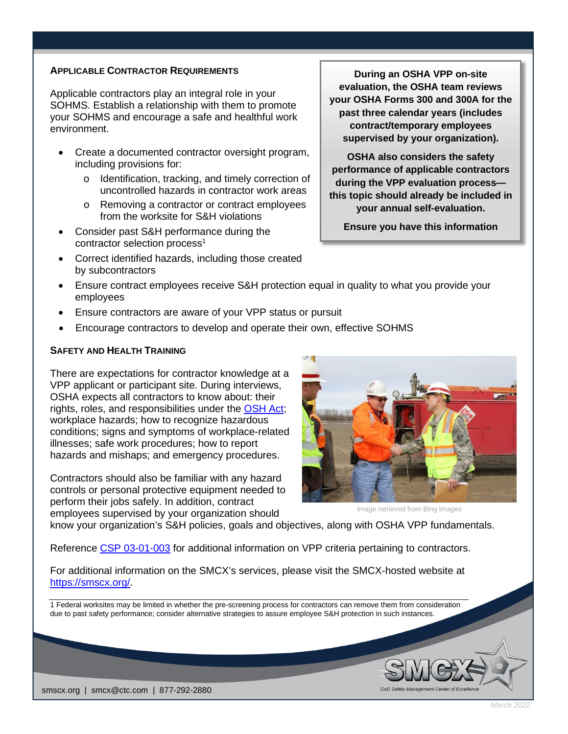## Applicable Contractor Requirements

Applicable contractors play an integral role in your SOHMS. Establish a relationship with them to promote your SOHMS and encourage a safe and healthful work environment.

- Create a documented contractor oversight program, including provisions for:
  - Identification, tracking, and timely correction of uncontrolled hazards in contractor work areas
  - Removing a contractor or contract employees from the worksite for S&H violations
- Consider past S&H performance during the contractor selection process[1]
- Correct identified hazards, including those created by subcontractors
- Ensure contract employees receive S&H protection equal in quality to what you provide your employees
- Ensure contractors are aware of your VPP status or pursuit
- Encourage contractors to develop and operate their own, effective SOHMS

**During an OSHA VPP on-site evaluation, the OSHA team reviews your OSHA Forms 300 and 300A for the past three calendar years (includes contract/temporary employees supervised by your organization).**

**OSHA also considers the safety performance of applicable contractors during the VPP evaluation process—this topic should already be included in your annual self-evaluation.**

**Ensure you have this information**

## Safety and Health Training

There are expectations for contractor knowledge at a VPP applicant or participant site. During interviews, OSHA expects all contractors to know about: their rights, roles, and responsibilities under the OSH Act; workplace hazards; how to recognize hazardous conditions; signs and symptoms of workplace-related illnesses; safe work procedures; how to report hazards and mishaps; and emergency procedures.

Image retrieved from Bing Images

Contractors should also be familiar with any hazard controls or personal protective equipment needed to perform their jobs safely. In addition, contract employees supervised by your organization should know your organization's S&H policies, goals and objectives, along with OSHA VPP fundamentals.

Reference CSP 03-01-003 for additional information on VPP criteria pertaining to contractors.

For additional information on the SMCX's services, please visit the SMCX-hosted website at https://smscx.org/.

1 Federal worksites may be limited in whether the pre-screening process for contractors can remove them from consideration due to past safety performance; consider alternative strategies to assure employee S&H protection in such instances.

smscx.org | smcx@ctc.com | 877-292-2880

SMCX DoD Safety Management Center of Excellence

March 2022